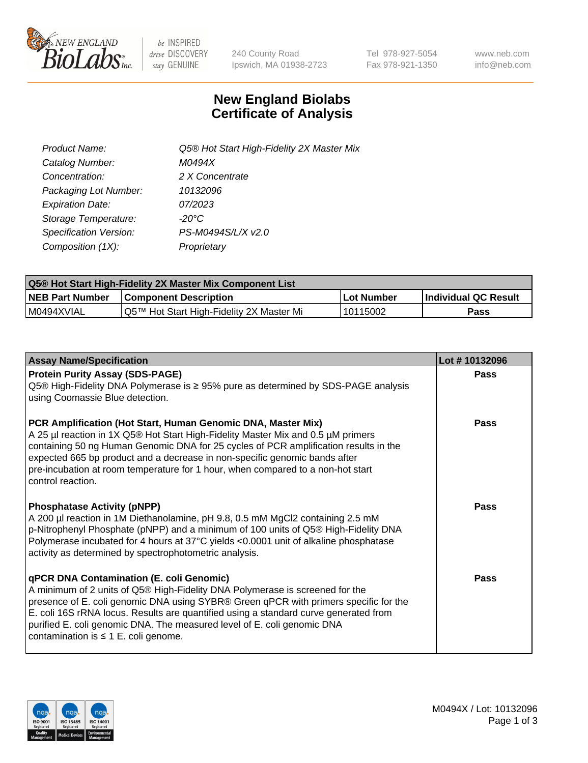New England BioLabs Inc. — be INSPIRED drive DISCOVERY stay GENUINE

240 County Road
Ipswich, MA 01938-2723

Tel 978-927-5054
Fax 978-921-1350

www.neb.com
info@neb.com

# New England Biolabs Certificate of Analysis

| | |
|---|---|
| *Product Name:* | *Q5® Hot Start High-Fidelity 2X Master Mix* |
| *Catalog Number:* | *M0494X* |
| *Concentration:* | *2 X Concentrate* |
| *Packaging Lot Number:* | *10132096* |
| *Expiration Date:* | *07/2023* |
| *Storage Temperature:* | *-20°C* |
| *Specification Version:* | *PS-M0494S/L/X v2.0* |
| *Composition (1X):* | *Proprietary* |

| **Q5® Hot Start High-Fidelity 2X Master Mix Component List** | | | |
|---|---|---|---|
| **NEB Part Number** | **Component Description** | **Lot Number** | **Individual QC Result** |
| M0494XVIAL | Q5™ Hot Start High-Fidelity 2X Master Mi | 10115002 | **Pass** |

| **Assay Name/Specification** | **Lot # 10132096** |
|---|---|
| **Protein Purity Assay (SDS-PAGE)**<br>Q5® High-Fidelity DNA Polymerase is ≥ 95% pure as determined by SDS-PAGE analysis using Coomassie Blue detection. | **Pass** |
| **PCR Amplification (Hot Start, Human Genomic DNA, Master Mix)**<br>A 25 µl reaction in 1X Q5® Hot Start High-Fidelity Master Mix and 0.5 µM primers containing 50 ng Human Genomic DNA for 25 cycles of PCR amplification results in the expected 665 bp product and a decrease in non-specific genomic bands after pre-incubation at room temperature for 1 hour, when compared to a non-hot start control reaction. | **Pass** |
| **Phosphatase Activity (pNPP)**<br>A 200 µl reaction in 1M Diethanolamine, pH 9.8, 0.5 mM $MgCl_2$ containing 2.5 mM p-Nitrophenyl Phosphate (pNPP) and a minimum of 100 units of Q5® High-Fidelity DNA Polymerase incubated for 4 hours at 37°C yields <0.0001 unit of alkaline phosphatase activity as determined by spectrophotometric analysis. | **Pass** |
| **qPCR DNA Contamination (E. coli Genomic)**<br>A minimum of 2 units of Q5® High-Fidelity DNA Polymerase is screened for the presence of E. coli genomic DNA using SYBR® Green qPCR with primers specific for the E. coli 16S rRNA locus. Results are quantified using a standard curve generated from purified E. coli genomic DNA. The measured level of E. coli genomic DNA contamination is ≤ 1 E. coli genome. | **Pass** |

M0494X / Lot: 10132096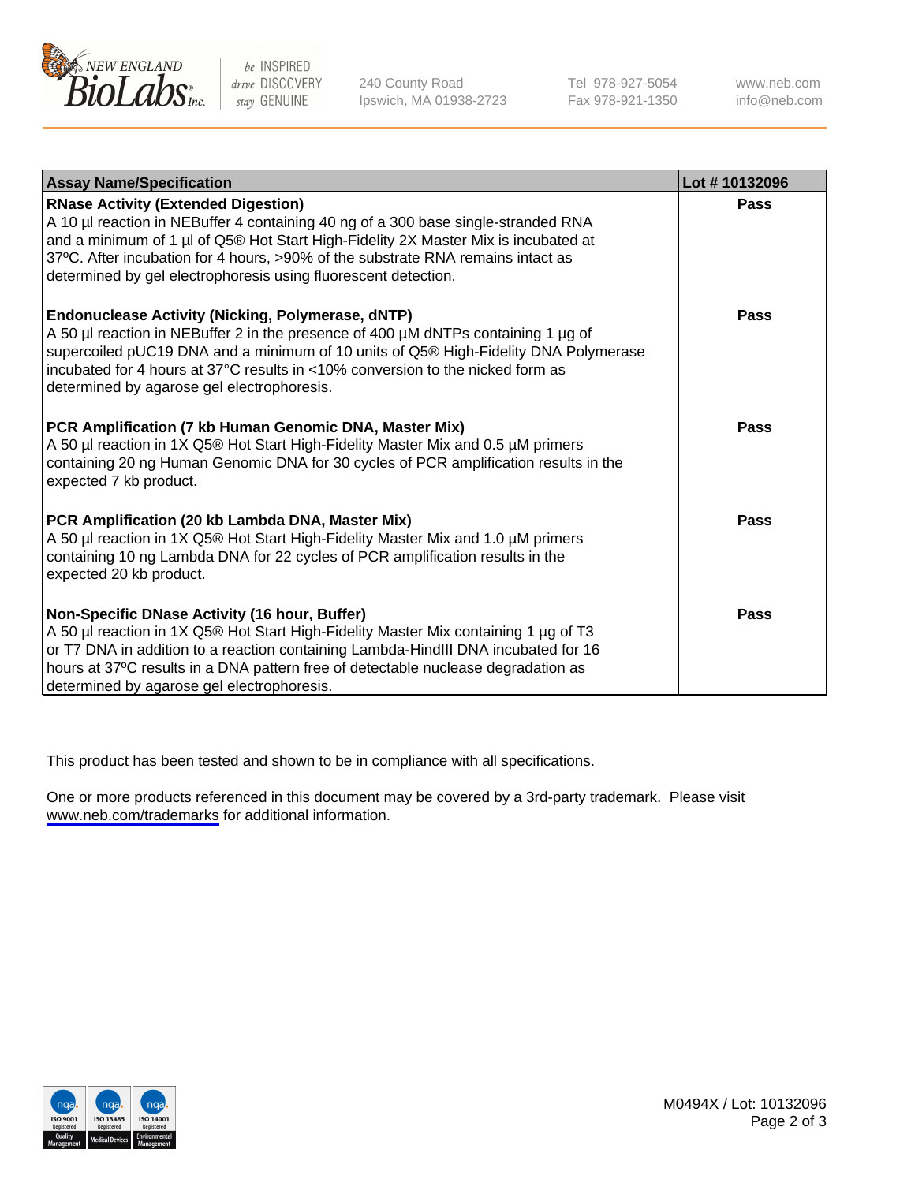| Assay Name/Specification | Lot # 10132096 |
| --- | --- |
| **RNase Activity (Extended Digestion)**<br>A 10 µl reaction in NEBuffer 4 containing 40 ng of a 300 base single-stranded RNA and a minimum of 1 µl of Q5® Hot Start High-Fidelity 2X Master Mix is incubated at 37ºC. After incubation for 4 hours, >90% of the substrate RNA remains intact as determined by gel electrophoresis using fluorescent detection. | **Pass** |
| **Endonuclease Activity (Nicking, Polymerase, dNTP)**<br>A 50 µl reaction in NEBuffer 2 in the presence of 400 µM dNTPs containing 1 µg of supercoiled pUC19 DNA and a minimum of 10 units of Q5® High-Fidelity DNA Polymerase incubated for 4 hours at 37°C results in <10% conversion to the nicked form as determined by agarose gel electrophoresis. | **Pass** |
| **PCR Amplification (7 kb Human Genomic DNA, Master Mix)**<br>A 50 µl reaction in 1X Q5® Hot Start High-Fidelity Master Mix and 0.5 µM primers containing 20 ng Human Genomic DNA for 30 cycles of PCR amplification results in the expected 7 kb product. | **Pass** |
| **PCR Amplification (20 kb Lambda DNA, Master Mix)**<br>A 50 µl reaction in 1X Q5® Hot Start High-Fidelity Master Mix and 1.0 µM primers containing 10 ng Lambda DNA for 22 cycles of PCR amplification results in the expected 20 kb product. | **Pass** |
| **Non-Specific DNase Activity (16 hour, Buffer)**<br>A 50 µl reaction in 1X Q5® Hot Start High-Fidelity Master Mix containing 1 µg of T3 or T7 DNA in addition to a reaction containing Lambda-HindIII DNA incubated for 16 hours at 37ºC results in a DNA pattern free of detectable nuclease degradation as determined by agarose gel electrophoresis. | **Pass** |

This product has been tested and shown to be in compliance with all specifications.

One or more products referenced in this document may be covered by a 3rd-party trademark. Please visit www.neb.com/trademarks for additional information.

M0494X / Lot: 10132096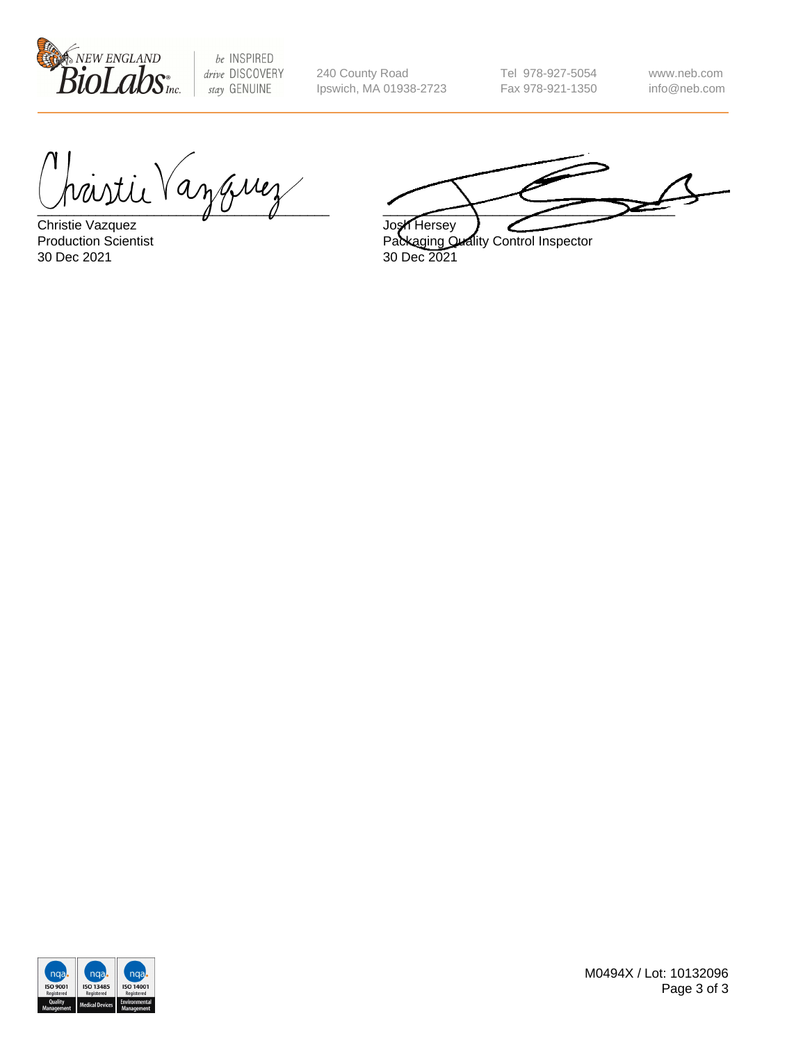Christie Vazquez
Production Scientist
30 Dec 2021

Josh Hersey
Packaging Quality Control Inspector
30 Dec 2021

M0494X / Lot: 10132096